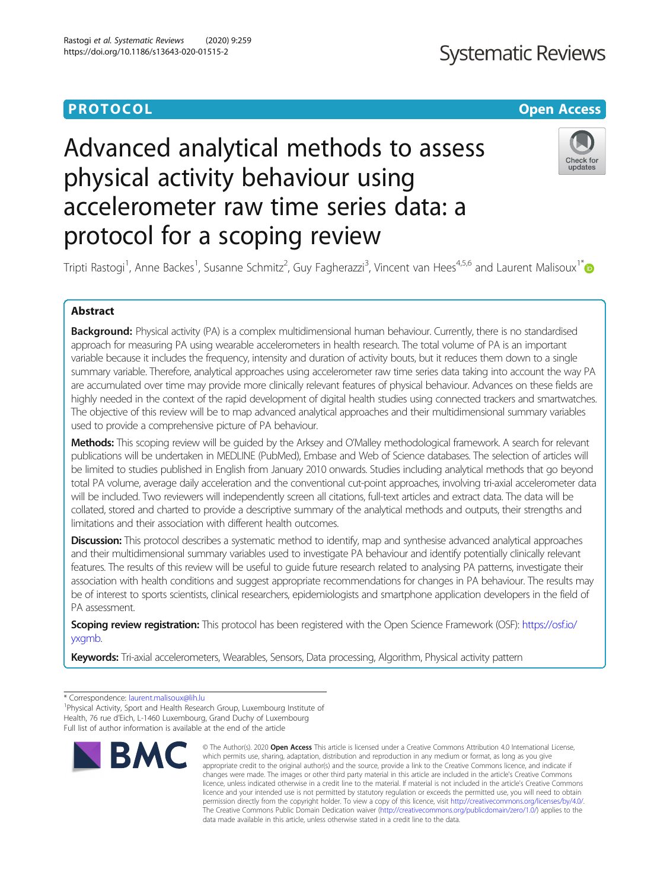PROTOCOL

Open Access

# Advanced analytical methods to assess physical activity behaviour using accelerometer raw time series data: a protocol for a scoping review

Tripti Rastogi[1], Anne Backes[1], Susanne Schmitz[2], Guy Fagherazzi[3], Vincent van Hees[4,5,6] and Laurent Malisoux[1*]

## Abstract

**Background:** Physical activity (PA) is a complex multidimensional human behaviour. Currently, there is no standardised approach for measuring PA using wearable accelerometers in health research. The total volume of PA is an important variable because it includes the frequency, intensity and duration of activity bouts, but it reduces them down to a single summary variable. Therefore, analytical approaches using accelerometer raw time series data taking into account the way PA are accumulated over time may provide more clinically relevant features of physical behaviour. Advances on these fields are highly needed in the context of the rapid development of digital health studies using connected trackers and smartwatches. The objective of this review will be to map advanced analytical approaches and their multidimensional summary variables used to provide a comprehensive picture of PA behaviour.

**Methods:** This scoping review will be guided by the Arksey and O'Malley methodological framework. A search for relevant publications will be undertaken in MEDLINE (PubMed), Embase and Web of Science databases. The selection of articles will be limited to studies published in English from January 2010 onwards. Studies including analytical methods that go beyond total PA volume, average daily acceleration and the conventional cut-point approaches, involving tri-axial accelerometer data will be included. Two reviewers will independently screen all citations, full-text articles and extract data. The data will be collated, stored and charted to provide a descriptive summary of the analytical methods and outputs, their strengths and limitations and their association with different health outcomes.

**Discussion:** This protocol describes a systematic method to identify, map and synthesise advanced analytical approaches and their multidimensional summary variables used to investigate PA behaviour and identify potentially clinically relevant features. The results of this review will be useful to guide future research related to analysing PA patterns, investigate their association with health conditions and suggest appropriate recommendations for changes in PA behaviour. The results may be of interest to sports scientists, clinical researchers, epidemiologists and smartphone application developers in the field of PA assessment.

**Scoping review registration:** This protocol has been registered with the Open Science Framework (OSF): https://osf.io/yxgmb.

**Keywords:** Tri-axial accelerometers, Wearables, Sensors, Data processing, Algorithm, Physical activity pattern

\* Correspondence: laurent.malisoux@lih.lu

[1]Physical Activity, Sport and Health Research Group, Luxembourg Institute of Health, 76 rue d'Eich, L-1460 Luxembourg, Grand Duchy of Luxembourg

Full list of author information is available at the end of the article

© The Author(s). 2020 **Open Access** This article is licensed under a Creative Commons Attribution 4.0 International License, which permits use, sharing, adaptation, distribution and reproduction in any medium or format, as long as you give appropriate credit to the original author(s) and the source, provide a link to the Creative Commons licence, and indicate if changes were made. The images or other third party material in this article are included in the article's Creative Commons licence, unless indicated otherwise in a credit line to the material. If material is not included in the article's Creative Commons licence and your intended use is not permitted by statutory regulation or exceeds the permitted use, you will need to obtain permission directly from the copyright holder. To view a copy of this licence, visit http://creativecommons.org/licenses/by/4.0/. The Creative Commons Public Domain Dedication waiver (http://creativecommons.org/publicdomain/zero/1.0/) applies to the data made available in this article, unless otherwise stated in a credit line to the data.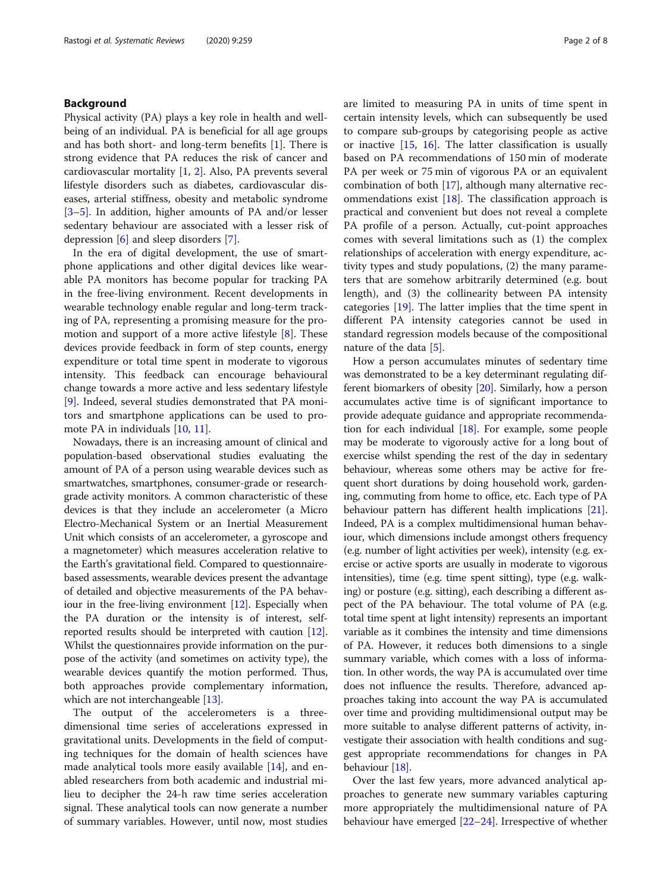## Background

Physical activity (PA) plays a key role in health and well-being of an individual. PA is beneficial for all age groups and has both short- and long-term benefits [1]. There is strong evidence that PA reduces the risk of cancer and cardiovascular mortality [1, 2]. Also, PA prevents several lifestyle disorders such as diabetes, cardiovascular diseases, arterial stiffness, obesity and metabolic syndrome [3–5]. In addition, higher amounts of PA and/or lesser sedentary behaviour are associated with a lesser risk of depression [6] and sleep disorders [7].

In the era of digital development, the use of smartphone applications and other digital devices like wearable PA monitors has become popular for tracking PA in the free-living environment. Recent developments in wearable technology enable regular and long-term tracking of PA, representing a promising measure for the promotion and support of a more active lifestyle [8]. These devices provide feedback in form of step counts, energy expenditure or total time spent in moderate to vigorous intensity. This feedback can encourage behavioural change towards a more active and less sedentary lifestyle [9]. Indeed, several studies demonstrated that PA monitors and smartphone applications can be used to promote PA in individuals [10, 11].

Nowadays, there is an increasing amount of clinical and population-based observational studies evaluating the amount of PA of a person using wearable devices such as smartwatches, smartphones, consumer-grade or research-grade activity monitors. A common characteristic of these devices is that they include an accelerometer (a Micro Electro-Mechanical System or an Inertial Measurement Unit which consists of an accelerometer, a gyroscope and a magnetometer) which measures acceleration relative to the Earth's gravitational field. Compared to questionnaire-based assessments, wearable devices present the advantage of detailed and objective measurements of the PA behaviour in the free-living environment [12]. Especially when the PA duration or the intensity is of interest, self-reported results should be interpreted with caution [12]. Whilst the questionnaires provide information on the purpose of the activity (and sometimes on activity type), the wearable devices quantify the motion performed. Thus, both approaches provide complementary information, which are not interchangeable [13].

The output of the accelerometers is a three-dimensional time series of accelerations expressed in gravitational units. Developments in the field of computing techniques for the domain of health sciences have made analytical tools more easily available [14], and enabled researchers from both academic and industrial milieu to decipher the 24-h raw time series acceleration signal. These analytical tools can now generate a number of summary variables. However, until now, most studies are limited to measuring PA in units of time spent in certain intensity levels, which can subsequently be used to compare sub-groups by categorising people as active or inactive [15, 16]. The latter classification is usually based on PA recommendations of 150 min of moderate PA per week or 75 min of vigorous PA or an equivalent combination of both [17], although many alternative recommendations exist [18]. The classification approach is practical and convenient but does not reveal a complete PA profile of a person. Actually, cut-point approaches comes with several limitations such as (1) the complex relationships of acceleration with energy expenditure, activity types and study populations, (2) the many parameters that are somehow arbitrarily determined (e.g. bout length), and (3) the collinearity between PA intensity categories [19]. The latter implies that the time spent in different PA intensity categories cannot be used in standard regression models because of the compositional nature of the data [5].

How a person accumulates minutes of sedentary time was demonstrated to be a key determinant regulating different biomarkers of obesity [20]. Similarly, how a person accumulates active time is of significant importance to provide adequate guidance and appropriate recommendation for each individual [18]. For example, some people may be moderate to vigorously active for a long bout of exercise whilst spending the rest of the day in sedentary behaviour, whereas some others may be active for frequent short durations by doing household work, gardening, commuting from home to office, etc. Each type of PA behaviour pattern has different health implications [21]. Indeed, PA is a complex multidimensional human behaviour, which dimensions include amongst others frequency (e.g. number of light activities per week), intensity (e.g. exercise or active sports are usually in moderate to vigorous intensities), time (e.g. time spent sitting), type (e.g. walking) or posture (e.g. sitting), each describing a different aspect of the PA behaviour. The total volume of PA (e.g. total time spent at light intensity) represents an important variable as it combines the intensity and time dimensions of PA. However, it reduces both dimensions to a single summary variable, which comes with a loss of information. In other words, the way PA is accumulated over time does not influence the results. Therefore, advanced approaches taking into account the way PA is accumulated over time and providing multidimensional output may be more suitable to analyse different patterns of activity, investigate their association with health conditions and suggest appropriate recommendations for changes in PA behaviour [18].

Over the last few years, more advanced analytical approaches to generate new summary variables capturing more appropriately the multidimensional nature of PA behaviour have emerged [22–24]. Irrespective of whether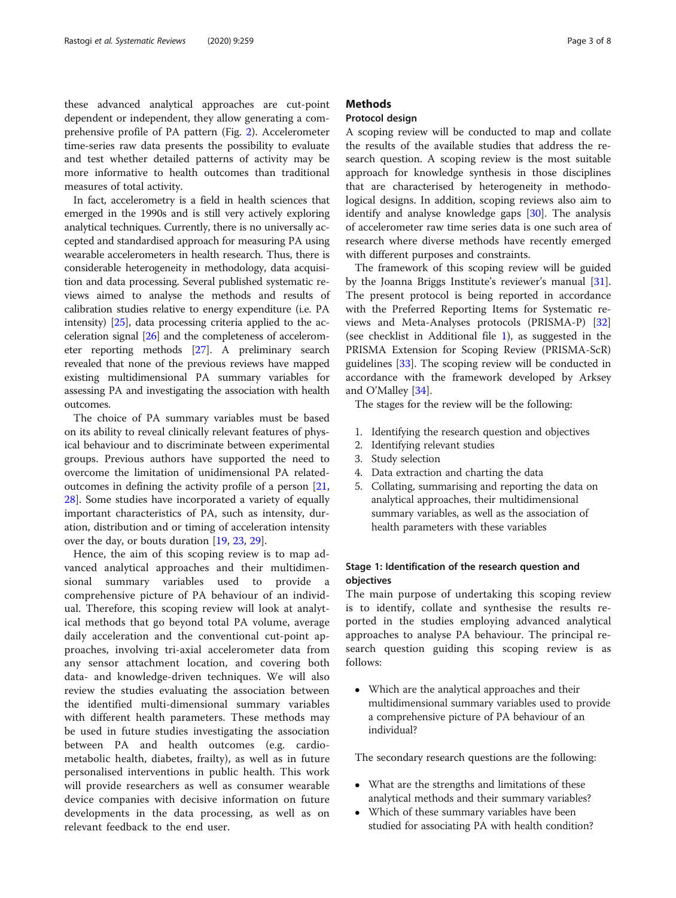these advanced analytical approaches are cut-point dependent or independent, they allow generating a comprehensive profile of PA pattern (Fig. 2). Accelerometer time-series raw data presents the possibility to evaluate and test whether detailed patterns of activity may be more informative to health outcomes than traditional measures of total activity.

In fact, accelerometry is a field in health sciences that emerged in the 1990s and is still very actively exploring analytical techniques. Currently, there is no universally accepted and standardised approach for measuring PA using wearable accelerometers in health research. Thus, there is considerable heterogeneity in methodology, data acquisition and data processing. Several published systematic reviews aimed to analyse the methods and results of calibration studies relative to energy expenditure (i.e. PA intensity) [25], data processing criteria applied to the acceleration signal [26] and the completeness of accelerometer reporting methods [27]. A preliminary search revealed that none of the previous reviews have mapped existing multidimensional PA summary variables for assessing PA and investigating the association with health outcomes.

The choice of PA summary variables must be based on its ability to reveal clinically relevant features of physical behaviour and to discriminate between experimental groups. Previous authors have supported the need to overcome the limitation of unidimensional PA related-outcomes in defining the activity profile of a person [21, 28]. Some studies have incorporated a variety of equally important characteristics of PA, such as intensity, duration, distribution and or timing of acceleration intensity over the day, or bouts duration [19, 23, 29].

Hence, the aim of this scoping review is to map advanced analytical approaches and their multidimensional summary variables used to provide a comprehensive picture of PA behaviour of an individual. Therefore, this scoping review will look at analytical methods that go beyond total PA volume, average daily acceleration and the conventional cut-point approaches, involving tri-axial accelerometer data from any sensor attachment location, and covering both data- and knowledge-driven techniques. We will also review the studies evaluating the association between the identified multi-dimensional summary variables with different health parameters. These methods may be used in future studies investigating the association between PA and health outcomes (e.g. cardio-metabolic health, diabetes, frailty), as well as in future personalised interventions in public health. This work will provide researchers as well as consumer wearable device companies with decisive information on future developments in the data processing, as well as on relevant feedback to the end user.

## Methods

### Protocol design

A scoping review will be conducted to map and collate the results of the available studies that address the research question. A scoping review is the most suitable approach for knowledge synthesis in those disciplines that are characterised by heterogeneity in methodological designs. In addition, scoping reviews also aim to identify and analyse knowledge gaps [30]. The analysis of accelerometer raw time series data is one such area of research where diverse methods have recently emerged with different purposes and constraints.

The framework of this scoping review will be guided by the Joanna Briggs Institute's reviewer's manual [31]. The present protocol is being reported in accordance with the Preferred Reporting Items for Systematic reviews and Meta-Analyses protocols (PRISMA-P) [32] (see checklist in Additional file 1), as suggested in the PRISMA Extension for Scoping Review (PRISMA-ScR) guidelines [33]. The scoping review will be conducted in accordance with the framework developed by Arksey and O'Malley [34].

The stages for the review will be the following:

1. Identifying the research question and objectives
2. Identifying relevant studies
3. Study selection
4. Data extraction and charting the data
5. Collating, summarising and reporting the data on analytical approaches, their multidimensional summary variables, as well as the association of health parameters with these variables

### Stage 1: Identification of the research question and objectives

The main purpose of undertaking this scoping review is to identify, collate and synthesise the results reported in the studies employing advanced analytical approaches to analyse PA behaviour. The principal research question guiding this scoping review is as follows:

- Which are the analytical approaches and their multidimensional summary variables used to provide a comprehensive picture of PA behaviour of an individual?

The secondary research questions are the following:

- What are the strengths and limitations of these analytical methods and their summary variables?
- Which of these summary variables have been studied for associating PA with health condition?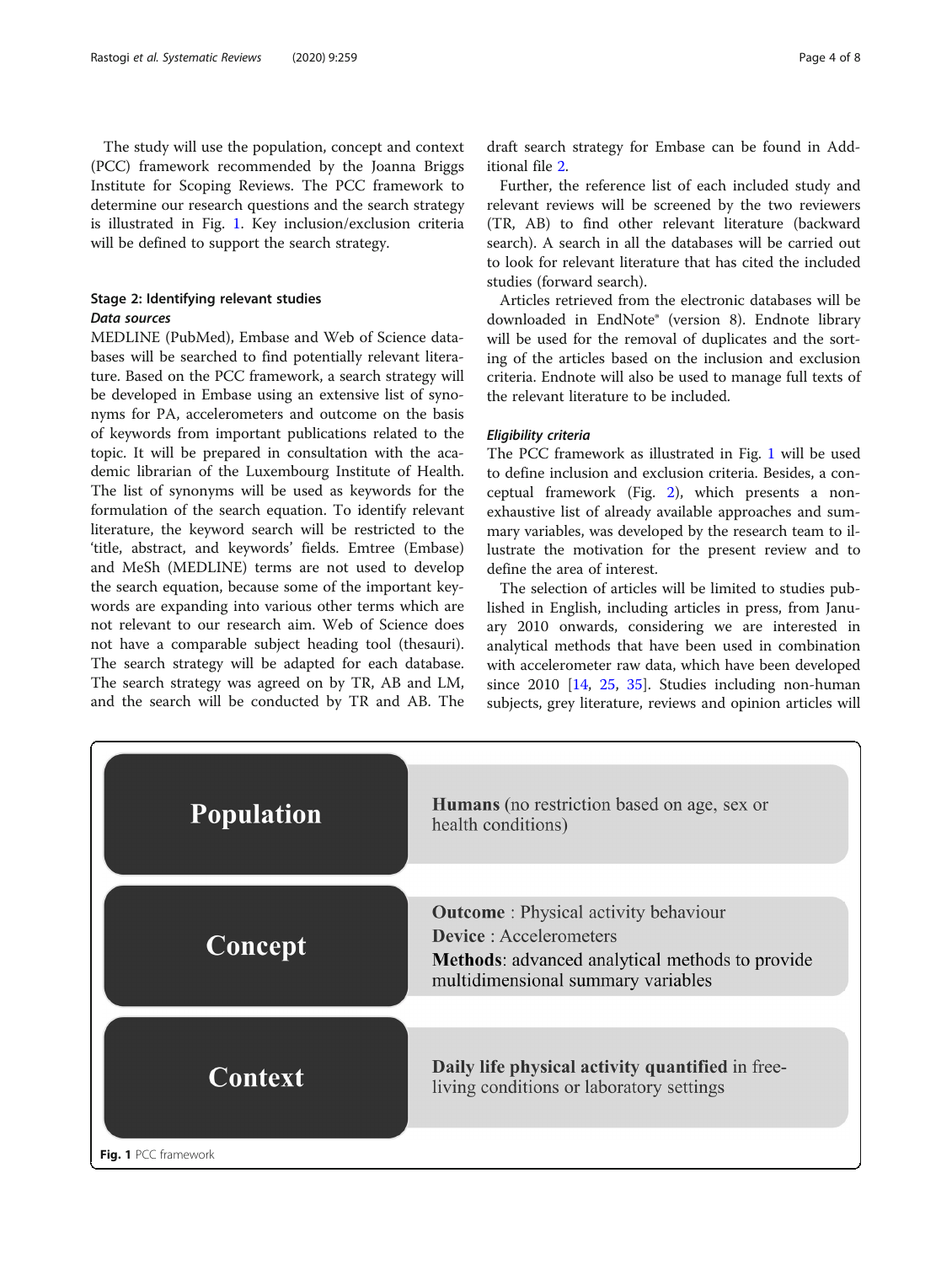The study will use the population, concept and context (PCC) framework recommended by the Joanna Briggs Institute for Scoping Reviews. The PCC framework to determine our research questions and the search strategy is illustrated in Fig. 1. Key inclusion/exclusion criteria will be defined to support the search strategy.

### Stage 2: Identifying relevant studies

#### *Data sources*

MEDLINE (PubMed), Embase and Web of Science databases will be searched to find potentially relevant literature. Based on the PCC framework, a search strategy will be developed in Embase using an extensive list of synonyms for PA, accelerometers and outcome on the basis of keywords from important publications related to the topic. It will be prepared in consultation with the academic librarian of the Luxembourg Institute of Health. The list of synonyms will be used as keywords for the formulation of the search equation. To identify relevant literature, the keyword search will be restricted to the 'title, abstract, and keywords' fields. Emtree (Embase) and MeSh (MEDLINE) terms are not used to develop the search equation, because some of the important keywords are expanding into various other terms which are not relevant to our research aim. Web of Science does not have a comparable subject heading tool (thesauri). The search strategy will be adapted for each database. The search strategy was agreed on by TR, AB and LM, and the search will be conducted by TR and AB. The draft search strategy for Embase can be found in Additional file 2.

Further, the reference list of each included study and relevant reviews will be screened by the two reviewers (TR, AB) to find other relevant literature (backward search). A search in all the databases will be carried out to look for relevant literature that has cited the included studies (forward search).

Articles retrieved from the electronic databases will be downloaded in EndNote® (version 8). Endnote library will be used for the removal of duplicates and the sorting of the articles based on the inclusion and exclusion criteria. Endnote will also be used to manage full texts of the relevant literature to be included.

#### *Eligibility criteria*

The PCC framework as illustrated in Fig. 1 will be used to define inclusion and exclusion criteria. Besides, a conceptual framework (Fig. 2), which presents a non-exhaustive list of already available approaches and summary variables, was developed by the research team to illustrate the motivation for the present review and to define the area of interest.

The selection of articles will be limited to studies published in English, including articles in press, from January 2010 onwards, considering we are interested in analytical methods that have been used in combination with accelerometer raw data, which have been developed since 2010 [14, 25, 35]. Studies including non-human subjects, grey literature, reviews and opinion articles will

| | |
|---|---|
| **Population** | **Humans** (no restriction based on age, sex or health conditions) |
| **Concept** | **Outcome** : Physical activity behaviour<br>**Device** : Accelerometers<br>**Methods**: advanced analytical methods to provide multidimensional summary variables |
| **Context** | **Daily life physical activity quantified** in free-living conditions or laboratory settings |

**Fig. 1** PCC framework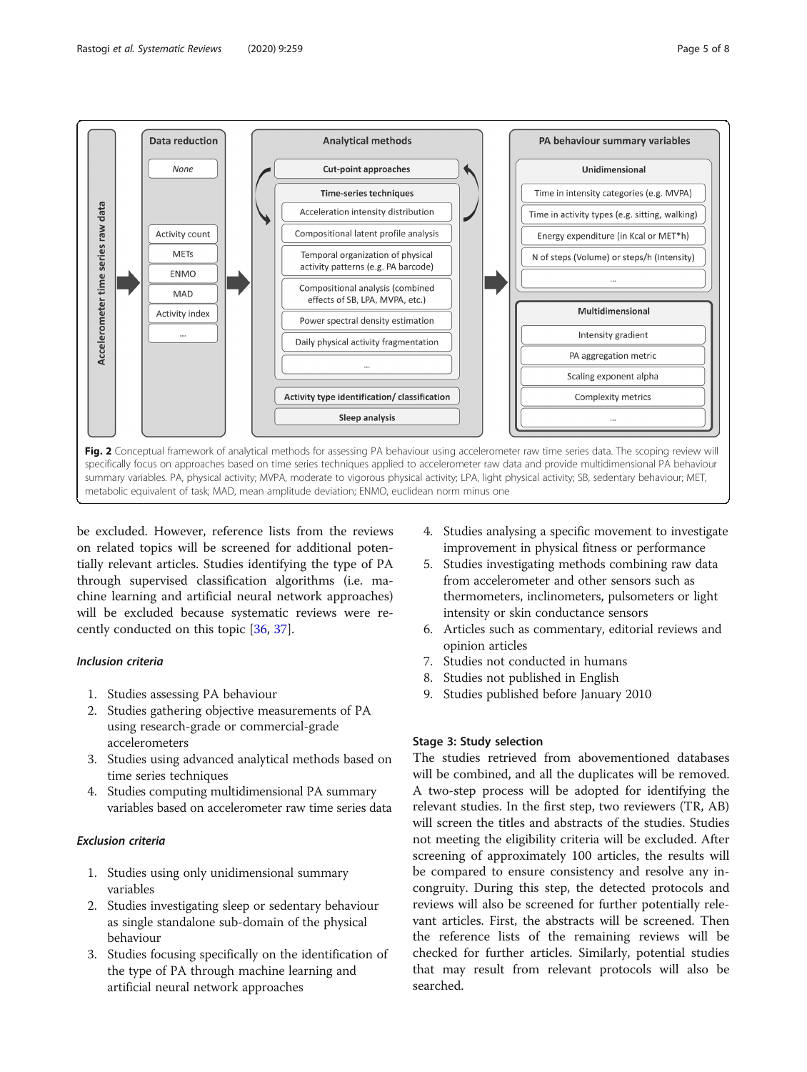**Fig. 2** Conceptual framework of analytical methods for assessing PA behaviour using accelerometer raw time series data. The scoping review will specifically focus on approaches based on time series techniques applied to accelerometer raw data and provide multidimensional PA behaviour summary variables. PA, physical activity; MVPA, moderate to vigorous physical activity; LPA, light physical activity; SB, sedentary behaviour; MET, metabolic equivalent of task; MAD, mean amplitude deviation; ENMO, euclidean norm minus one

be excluded. However, reference lists from the reviews on related topics will be screened for additional potentially relevant articles. Studies identifying the type of PA through supervised classification algorithms (i.e. machine learning and artificial neural network approaches) will be excluded because systematic reviews were recently conducted on this topic [36, 37].

#### *Inclusion criteria*

1. Studies assessing PA behaviour
2. Studies gathering objective measurements of PA using research-grade or commercial-grade accelerometers
3. Studies using advanced analytical methods based on time series techniques
4. Studies computing multidimensional PA summary variables based on accelerometer raw time series data

#### *Exclusion criteria*

1. Studies using only unidimensional summary variables
2. Studies investigating sleep or sedentary behaviour as single standalone sub-domain of the physical behaviour
3. Studies focusing specifically on the identification of the type of PA through machine learning and artificial neural network approaches
4. Studies analysing a specific movement to investigate improvement in physical fitness or performance
5. Studies investigating methods combining raw data from accelerometer and other sensors such as thermometers, inclinometers, pulsometers or light intensity or skin conductance sensors
6. Articles such as commentary, editorial reviews and opinion articles
7. Studies not conducted in humans
8. Studies not published in English
9. Studies published before January 2010

### Stage 3: Study selection

The studies retrieved from abovementioned databases will be combined, and all the duplicates will be removed. A two-step process will be adopted for identifying the relevant studies. In the first step, two reviewers (TR, AB) will screen the titles and abstracts of the studies. Studies not meeting the eligibility criteria will be excluded. After screening of approximately 100 articles, the results will be compared to ensure consistency and resolve any incongruity. During this step, the detected protocols and reviews will also be screened for further potentially relevant articles. First, the abstracts will be screened. Then the reference lists of the remaining reviews will be checked for further articles. Similarly, potential studies that may result from relevant protocols will also be searched.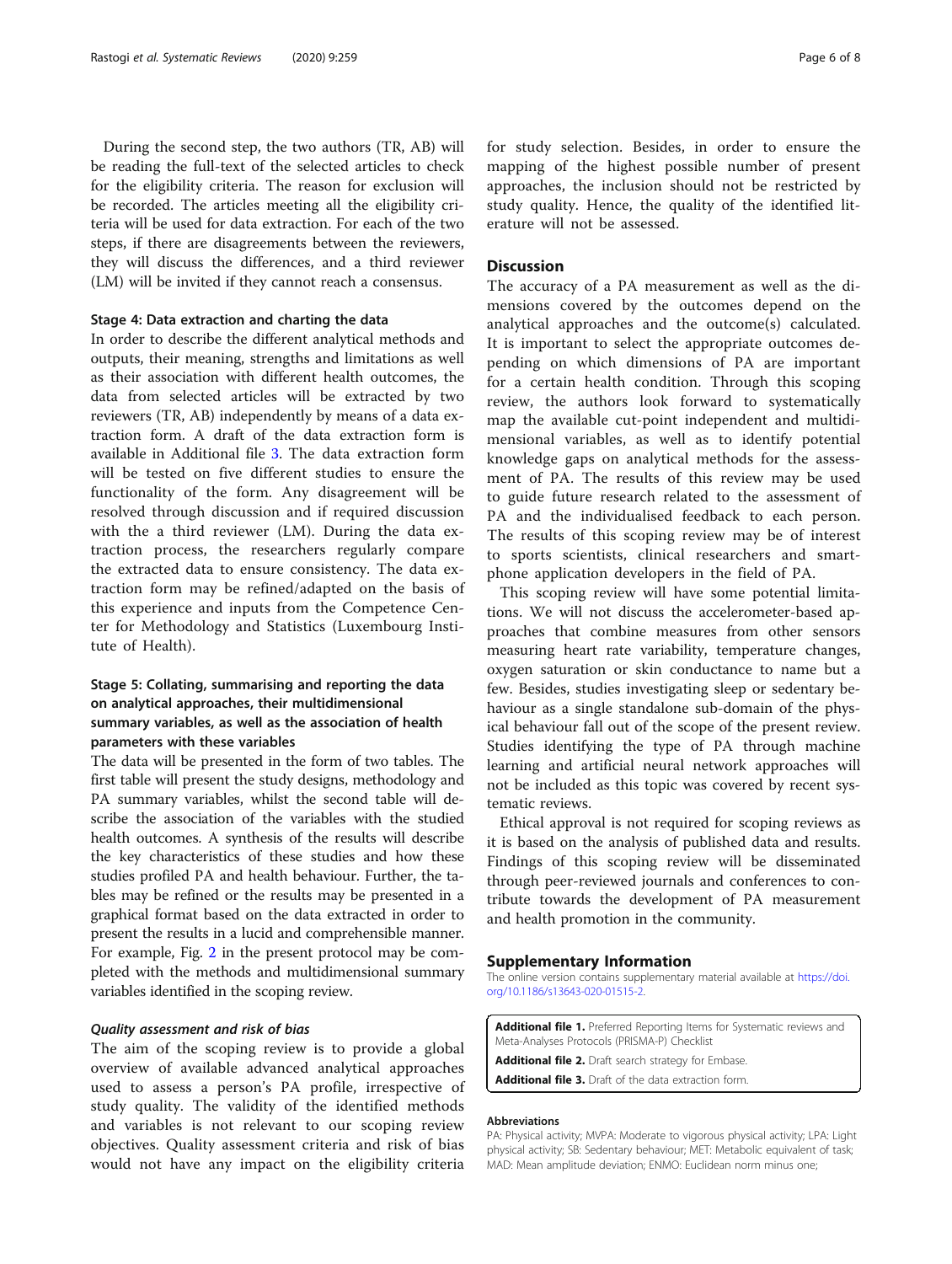During the second step, the two authors (TR, AB) will be reading the full-text of the selected articles to check for the eligibility criteria. The reason for exclusion will be recorded. The articles meeting all the eligibility criteria will be used for data extraction. For each of the two steps, if there are disagreements between the reviewers, they will discuss the differences, and a third reviewer (LM) will be invited if they cannot reach a consensus.

#### Stage 4: Data extraction and charting the data

In order to describe the different analytical methods and outputs, their meaning, strengths and limitations as well as their association with different health outcomes, the data from selected articles will be extracted by two reviewers (TR, AB) independently by means of a data extraction form. A draft of the data extraction form is available in Additional file 3. The data extraction form will be tested on five different studies to ensure the functionality of the form. Any disagreement will be resolved through discussion and if required discussion with the a third reviewer (LM). During the data extraction process, the researchers regularly compare the extracted data to ensure consistency. The data extraction form may be refined/adapted on the basis of this experience and inputs from the Competence Center for Methodology and Statistics (Luxembourg Institute of Health).

#### Stage 5: Collating, summarising and reporting the data on analytical approaches, their multidimensional summary variables, as well as the association of health parameters with these variables

The data will be presented in the form of two tables. The first table will present the study designs, methodology and PA summary variables, whilst the second table will describe the association of the variables with the studied health outcomes. A synthesis of the results will describe the key characteristics of these studies and how these studies profiled PA and health behaviour. Further, the tables may be refined or the results may be presented in a graphical format based on the data extracted in order to present the results in a lucid and comprehensible manner. For example, Fig. 2 in the present protocol may be completed with the methods and multidimensional summary variables identified in the scoping review.

##### *Quality assessment and risk of bias*

The aim of the scoping review is to provide a global overview of available advanced analytical approaches used to assess a person's PA profile, irrespective of study quality. The validity of the identified methods and variables is not relevant to our scoping review objectives. Quality assessment criteria and risk of bias would not have any impact on the eligibility criteria for study selection. Besides, in order to ensure the mapping of the highest possible number of present approaches, the inclusion should not be restricted by study quality. Hence, the quality of the identified literature will not be assessed.

## Discussion

The accuracy of a PA measurement as well as the dimensions covered by the outcomes depend on the analytical approaches and the outcome(s) calculated. It is important to select the appropriate outcomes depending on which dimensions of PA are important for a certain health condition. Through this scoping review, the authors look forward to systematically map the available cut-point independent and multidimensional variables, as well as to identify potential knowledge gaps on analytical methods for the assessment of PA. The results of this review may be used to guide future research related to the assessment of PA and the individualised feedback to each person. The results of this scoping review may be of interest to sports scientists, clinical researchers and smartphone application developers in the field of PA.

This scoping review will have some potential limitations. We will not discuss the accelerometer-based approaches that combine measures from other sensors measuring heart rate variability, temperature changes, oxygen saturation or skin conductance to name but a few. Besides, studies investigating sleep or sedentary behaviour as a single standalone sub-domain of the physical behaviour fall out of the scope of the present review. Studies identifying the type of PA through machine learning and artificial neural network approaches will not be included as this topic was covered by recent systematic reviews.

Ethical approval is not required for scoping reviews as it is based on the analysis of published data and results. Findings of this scoping review will be disseminated through peer-reviewed journals and conferences to contribute towards the development of PA measurement and health promotion in the community.

## Supplementary Information

The online version contains supplementary material available at https://doi.org/10.1186/s13643-020-01515-2.

**Additional file 1.** Preferred Reporting Items for Systematic reviews and Meta-Analyses Protocols (PRISMA-P) Checklist

**Additional file 2.** Draft search strategy for Embase.

**Additional file 3.** Draft of the data extraction form.

#### Abbreviations

PA: Physical activity; MVPA: Moderate to vigorous physical activity; LPA: Light physical activity; SB: Sedentary behaviour; MET: Metabolic equivalent of task; MAD: Mean amplitude deviation; ENMO: Euclidean norm minus one;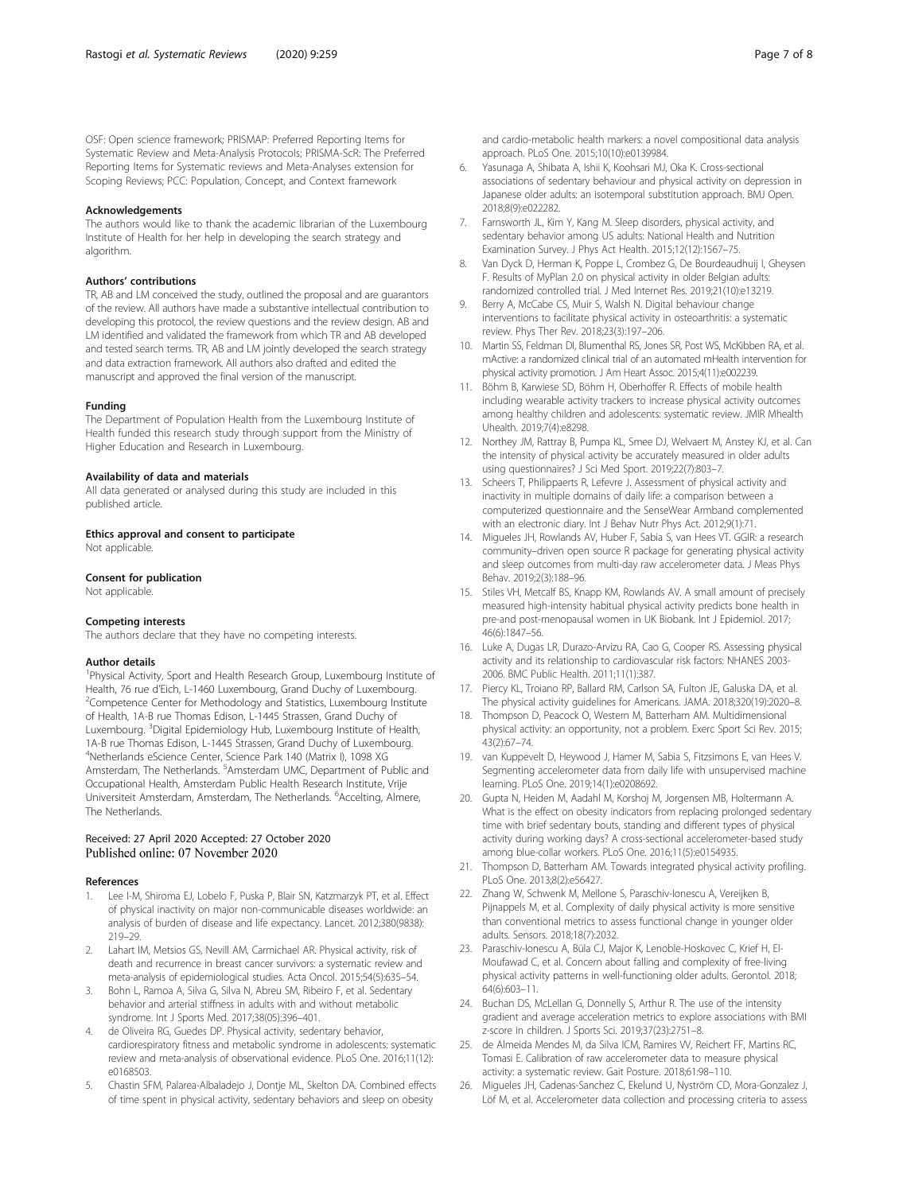OSF: Open science framework; PRISMAP: Preferred Reporting Items for Systematic Review and Meta-Analysis Protocols; PRISMA-ScR: The Preferred Reporting Items for Systematic reviews and Meta-Analyses extension for Scoping Reviews; PCC: Population, Concept, and Context framework

### Acknowledgements

The authors would like to thank the academic librarian of the Luxembourg Institute of Health for her help in developing the search strategy and algorithm.

### Authors' contributions

TR, AB and LM conceived the study, outlined the proposal and are guarantors of the review. All authors have made a substantive intellectual contribution to developing this protocol, the review questions and the review design. AB and LM identified and validated the framework from which TR and AB developed and tested search terms. TR, AB and LM jointly developed the search strategy and data extraction framework. All authors also drafted and edited the manuscript and approved the final version of the manuscript.

### Funding

The Department of Population Health from the Luxembourg Institute of Health funded this research study through support from the Ministry of Higher Education and Research in Luxembourg.

### Availability of data and materials

All data generated or analysed during this study are included in this published article.

### Ethics approval and consent to participate

Not applicable.

### Consent for publication

Not applicable.

### Competing interests

The authors declare that they have no competing interests.

### Author details

[1]Physical Activity, Sport and Health Research Group, Luxembourg Institute of Health, 76 rue d'Eich, L-1460 Luxembourg, Grand Duchy of Luxembourg. [2]Competence Center for Methodology and Statistics, Luxembourg Institute of Health, 1A-B rue Thomas Edison, L-1445 Strassen, Grand Duchy of Luxembourg. [3]Digital Epidemiology Hub, Luxembourg Institute of Health, 1A-B rue Thomas Edison, L-1445 Strassen, Grand Duchy of Luxembourg. [4]Netherlands eScience Center, Science Park 140 (Matrix I), 1098 XG Amsterdam, The Netherlands. [5]Amsterdam UMC, Department of Public and Occupational Health, Amsterdam Public Health Research Institute, Vrije Universiteit Amsterdam, Amsterdam, The Netherlands. [6]Accelting, Almere, The Netherlands.

Received: 27 April 2020 Accepted: 27 October 2020
Published online: 07 November 2020

### References

1. Lee I-M, Shiroma EJ, Lobelo F, Puska P, Blair SN, Katzmarzyk PT, et al. Effect of physical inactivity on major non-communicable diseases worldwide: an analysis of burden of disease and life expectancy. Lancet. 2012;380(9838): 219–29.
2. Lahart IM, Metsios GS, Nevill AM, Carmichael AR. Physical activity, risk of death and recurrence in breast cancer survivors: a systematic review and meta-analysis of epidemiological studies. Acta Oncol. 2015;54(5):635–54.
3. Bohn L, Ramoa A, Silva G, Silva N, Abreu SM, Ribeiro F, et al. Sedentary behavior and arterial stiffness in adults with and without metabolic syndrome. Int J Sports Med. 2017;38(05):396–401.
4. de Oliveira RG, Guedes DP. Physical activity, sedentary behavior, cardiorespiratory fitness and metabolic syndrome in adolescents: systematic review and meta-analysis of observational evidence. PLoS One. 2016;11(12): e0168503.
5. Chastin SFM, Palarea-Albaladejo J, Dontje ML, Skelton DA. Combined effects of time spent in physical activity, sedentary behaviors and sleep on obesity and cardio-metabolic health markers: a novel compositional data analysis approach. PLoS One. 2015;10(10):e0139984.
6. Yasunaga A, Shibata A, Ishii K, Koohsari MJ, Oka K. Cross-sectional associations of sedentary behaviour and physical activity on depression in Japanese older adults: an isotemporal substitution approach. BMJ Open. 2018;8(9):e022282.
7. Farnsworth JL, Kim Y, Kang M. Sleep disorders, physical activity, and sedentary behavior among US adults: National Health and Nutrition Examination Survey. J Phys Act Health. 2015;12(12):1567–75.
8. Van Dyck D, Herman K, Poppe L, Crombez G, De Bourdeaudhuij I, Gheysen F. Results of MyPlan 2.0 on physical activity in older Belgian adults: randomized controlled trial. J Med Internet Res. 2019;21(10):e13219.
9. Berry A, McCabe CS, Muir S, Walsh N. Digital behaviour change interventions to facilitate physical activity in osteoarthritis: a systematic review. Phys Ther Rev. 2018;23(3):197–206.
10. Martin SS, Feldman DI, Blumenthal RS, Jones SR, Post WS, McKibben RA, et al. mActive: a randomized clinical trial of an automated mHealth intervention for physical activity promotion. J Am Heart Assoc. 2015;4(11):e002239.
11. Böhm B, Karwiese SD, Böhm H, Oberhoffer R. Effects of mobile health including wearable activity trackers to increase physical activity outcomes among healthy children and adolescents: systematic review. JMIR Mhealth Uhealth. 2019;7(4):e8298.
12. Northey JM, Rattray B, Pumpa KL, Smee DJ, Welvaert M, Anstey KJ, et al. Can the intensity of physical activity be accurately measured in older adults using questionnaires? J Sci Med Sport. 2019;22(7):803–7.
13. Scheers T, Philippaerts R, Lefevre J. Assessment of physical activity and inactivity in multiple domains of daily life: a comparison between a computerized questionnaire and the SenseWear Armband complemented with an electronic diary. Int J Behav Nutr Phys Act. 2012;9(1):71.
14. Migueles JH, Rowlands AV, Huber F, Sabia S, van Hees VT. GGIR: a research community–driven open source R package for generating physical activity and sleep outcomes from multi-day raw accelerometer data. J Meas Phys Behav. 2019;2(3):188–96.
15. Stiles VH, Metcalf BS, Knapp KM, Rowlands AV. A small amount of precisely measured high-intensity habitual physical activity predicts bone health in pre-and post-menopausal women in UK Biobank. Int J Epidemiol. 2017; 46(6):1847–56.
16. Luke A, Dugas LR, Durazo-Arvizu RA, Cao G, Cooper RS. Assessing physical activity and its relationship to cardiovascular risk factors: NHANES 2003-2006. BMC Public Health. 2011;11(1):387.
17. Piercy KL, Troiano RP, Ballard RM, Carlson SA, Fulton JE, Galuska DA, et al. The physical activity guidelines for Americans. JAMA. 2018;320(19):2020–8.
18. Thompson D, Peacock O, Western M, Batterham AM. Multidimensional physical activity: an opportunity, not a problem. Exerc Sport Sci Rev. 2015; 43(2):67–74.
19. van Kuppevelt D, Heywood J, Hamer M, Sabia S, Fitzsimons E, van Hees V. Segmenting accelerometer data from daily life with unsupervised machine learning. PLoS One. 2019;14(1):e0208692.
20. Gupta N, Heiden M, Aadahl M, Korshoj M, Jorgensen MB, Holtermann A. What is the effect on obesity indicators from replacing prolonged sedentary time with brief sedentary bouts, standing and different types of physical activity during working days? A cross-sectional accelerometer-based study among blue-collar workers. PLoS One. 2016;11(5):e0154935.
21. Thompson D, Batterham AM. Towards integrated physical activity profiling. PLoS One. 2013;8(2):e56427.
22. Zhang W, Schwenk M, Mellone S, Paraschiv-Ionescu A, Vereijken B, Pijnappels M, et al. Complexity of daily physical activity is more sensitive than conventional metrics to assess functional change in younger older adults. Sensors. 2018;18(7):2032.
23. Paraschiv-Ionescu A, Büla CJ, Major K, Lenoble-Hoskovec C, Krief H, El-Moufawad C, et al. Concern about falling and complexity of free-living physical activity patterns in well-functioning older adults. Gerontol. 2018; 64(6):603–11.
24. Buchan DS, McLellan G, Donnelly S, Arthur R. The use of the intensity gradient and average acceleration metrics to explore associations with BMI z-score in children. J Sports Sci. 2019;37(23):2751–8.
25. de Almeida Mendes M, da Silva ICM, Ramires VV, Reichert FF, Martins RC, Tomasi E. Calibration of raw accelerometer data to measure physical activity: a systematic review. Gait Posture. 2018;61:98–110.
26. Migueles JH, Cadenas-Sanchez C, Ekelund U, Nyström CD, Mora-Gonzalez J, Löf M, et al. Accelerometer data collection and processing criteria to assess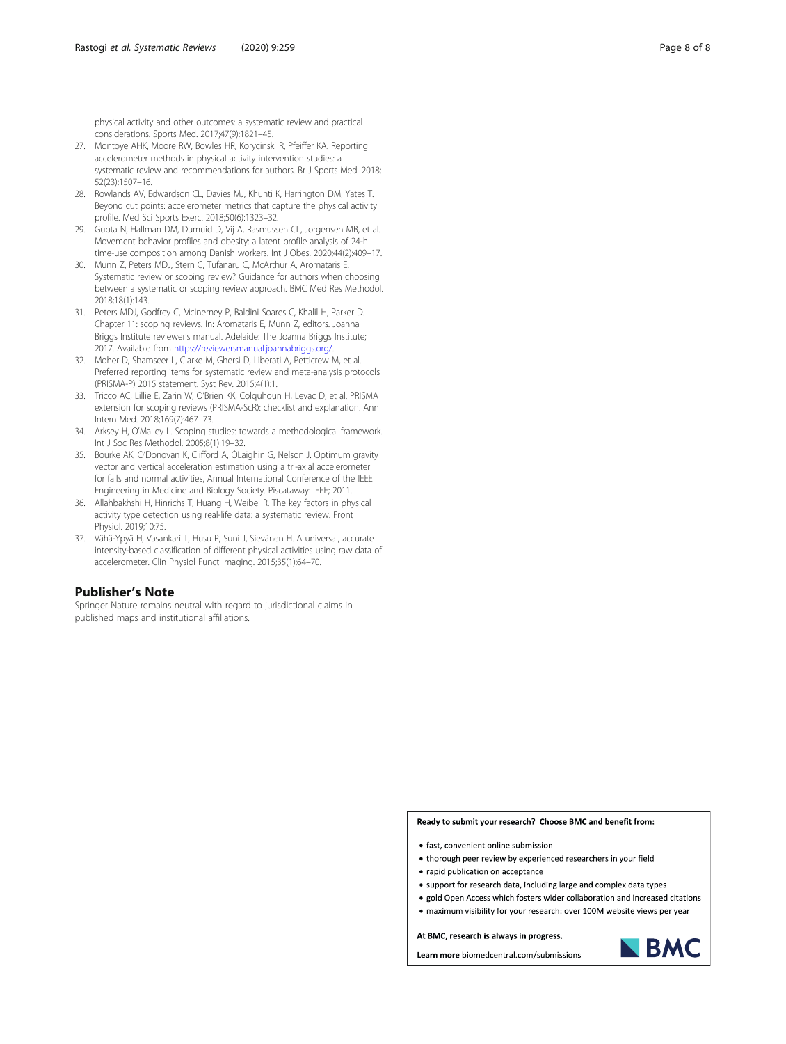physical activity and other outcomes: a systematic review and practical considerations. Sports Med. 2017;47(9):1821–45.

27. Montoye AHK, Moore RW, Bowles HR, Korycinski R, Pfeiffer KA. Reporting accelerometer methods in physical activity intervention studies: a systematic review and recommendations for authors. Br J Sports Med. 2018; 52(23):1507–16.
28. Rowlands AV, Edwardson CL, Davies MJ, Khunti K, Harrington DM, Yates T. Beyond cut points: accelerometer metrics that capture the physical activity profile. Med Sci Sports Exerc. 2018;50(6):1323–32.
29. Gupta N, Hallman DM, Dumuid D, Vij A, Rasmussen CL, Jorgensen MB, et al. Movement behavior profiles and obesity: a latent profile analysis of 24-h time-use composition among Danish workers. Int J Obes. 2020;44(2):409–17.
30. Munn Z, Peters MDJ, Stern C, Tufanaru C, McArthur A, Aromataris E. Systematic review or scoping review? Guidance for authors when choosing between a systematic or scoping review approach. BMC Med Res Methodol. 2018;18(1):143.
31. Peters MDJ, Godfrey C, McInerney P, Baldini Soares C, Khalil H, Parker D. Chapter 11: scoping reviews. In: Aromataris E, Munn Z, editors. Joanna Briggs Institute reviewer's manual. Adelaide: The Joanna Briggs Institute; 2017. Available from https://reviewersmanual.joannabriggs.org/.
32. Moher D, Shamseer L, Clarke M, Ghersi D, Liberati A, Petticrew M, et al. Preferred reporting items for systematic review and meta-analysis protocols (PRISMA-P) 2015 statement. Syst Rev. 2015;4(1):1.
33. Tricco AC, Lillie E, Zarin W, O'Brien KK, Colquhoun H, Levac D, et al. PRISMA extension for scoping reviews (PRISMA-ScR): checklist and explanation. Ann Intern Med. 2018;169(7):467–73.
34. Arksey H, O'Malley L. Scoping studies: towards a methodological framework. Int J Soc Res Methodol. 2005;8(1):19–32.
35. Bourke AK, O'Donovan K, Clifford A, ÓLaighin G, Nelson J. Optimum gravity vector and vertical acceleration estimation using a tri-axial accelerometer for falls and normal activities, Annual International Conference of the IEEE Engineering in Medicine and Biology Society. Piscataway: IEEE; 2011.
36. Allahbakhshi H, Hinrichs T, Huang H, Weibel R. The key factors in physical activity type detection using real-life data: a systematic review. Front Physiol. 2019;10:75.
37. Vähä-Ypyä H, Vasankari T, Husu P, Suni J, Sievänen H. A universal, accurate intensity-based classification of different physical activities using raw data of accelerometer. Clin Physiol Funct Imaging. 2015;35(1):64–70.

## Publisher's Note

Springer Nature remains neutral with regard to jurisdictional claims in published maps and institutional affiliations.

**Ready to submit your research? Choose BMC and benefit from:**

- fast, convenient online submission
- thorough peer review by experienced researchers in your field
- rapid publication on acceptance
- support for research data, including large and complex data types
- gold Open Access which fosters wider collaboration and increased citations
- maximum visibility for your research: over 100M website views per year

**At BMC, research is always in progress.**

**Learn more** biomedcentral.com/submissions

BMC